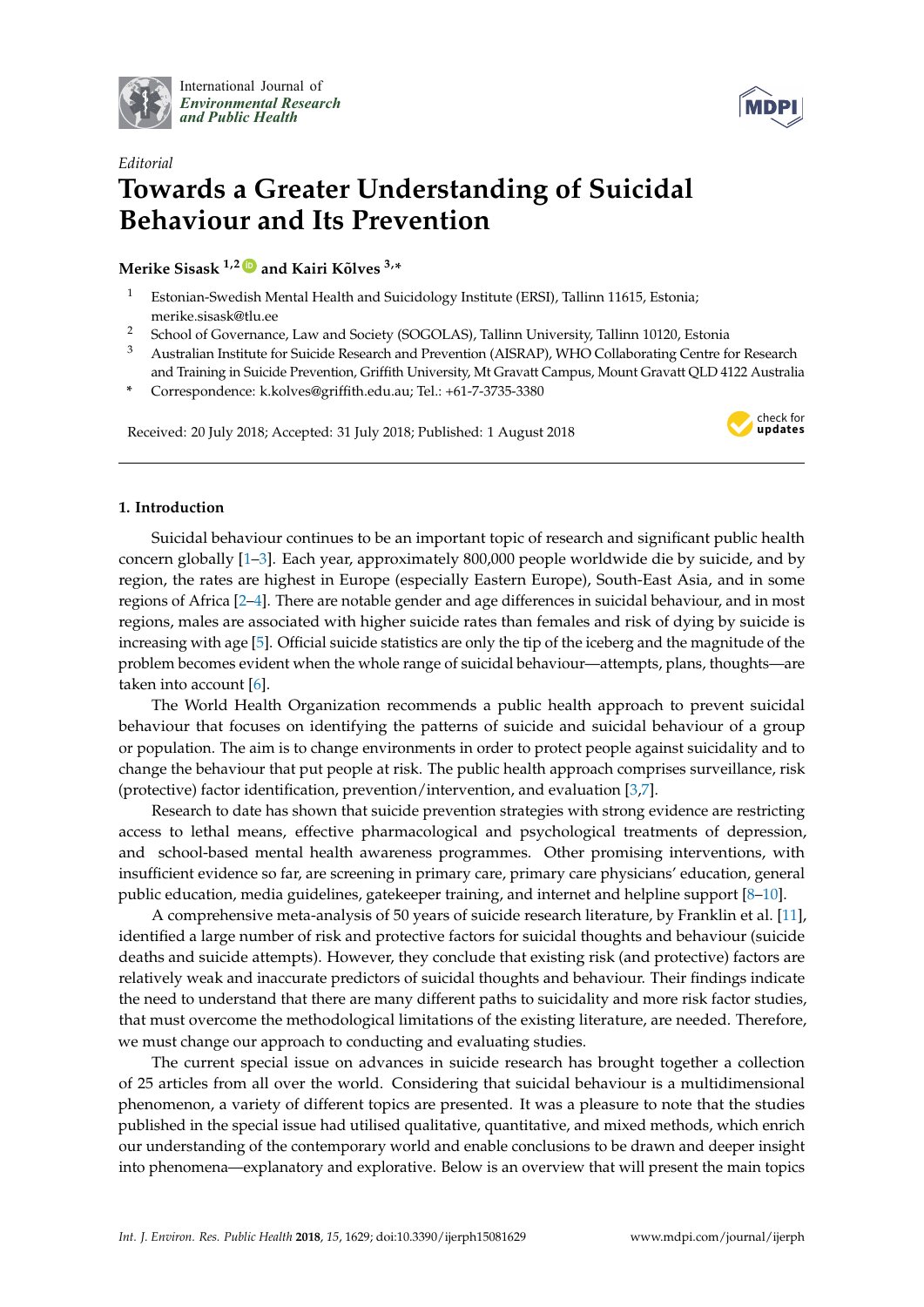*Editorial*

# Towards a Greater Understanding of Suicidal Behaviour and Its Prevention

**Merike Sisask [1,2] and Kairi Kõlves [3,*]**

1. Estonian-Swedish Mental Health and Suicidology Institute (ERSI), Tallinn 11615, Estonia; merike.sisask@tlu.ee
2. School of Governance, Law and Society (SOGOLAS), Tallinn University, Tallinn 10120, Estonia
3. Australian Institute for Suicide Research and Prevention (AISRAP), WHO Collaborating Centre for Research and Training in Suicide Prevention, Griffith University, Mt Gravatt Campus, Mount Gravatt QLD 4122 Australia

\* Correspondence: k.kolves@griffith.edu.au; Tel.: +61-7-3735-3380

Received: 20 July 2018; Accepted: 31 July 2018; Published: 1 August 2018

## 1. Introduction

Suicidal behaviour continues to be an important topic of research and significant public health concern globally [1–3]. Each year, approximately 800,000 people worldwide die by suicide, and by region, the rates are highest in Europe (especially Eastern Europe), South-East Asia, and in some regions of Africa [2–4]. There are notable gender and age differences in suicidal behaviour, and in most regions, males are associated with higher suicide rates than females and risk of dying by suicide is increasing with age [5]. Official suicide statistics are only the tip of the iceberg and the magnitude of the problem becomes evident when the whole range of suicidal behaviour—attempts, plans, thoughts—are taken into account [6].

The World Health Organization recommends a public health approach to prevent suicidal behaviour that focuses on identifying the patterns of suicide and suicidal behaviour of a group or population. The aim is to change environments in order to protect people against suicidality and to change the behaviour that put people at risk. The public health approach comprises surveillance, risk (protective) factor identification, prevention/intervention, and evaluation [3,7].

Research to date has shown that suicide prevention strategies with strong evidence are restricting access to lethal means, effective pharmacological and psychological treatments of depression, and school-based mental health awareness programmes. Other promising interventions, with insufficient evidence so far, are screening in primary care, primary care physicians' education, general public education, media guidelines, gatekeeper training, and internet and helpline support [8–10].

A comprehensive meta-analysis of 50 years of suicide research literature, by Franklin et al. [11], identified a large number of risk and protective factors for suicidal thoughts and behaviour (suicide deaths and suicide attempts). However, they conclude that existing risk (and protective) factors are relatively weak and inaccurate predictors of suicidal thoughts and behaviour. Their findings indicate the need to understand that there are many different paths to suicidality and more risk factor studies, that must overcome the methodological limitations of the existing literature, are needed. Therefore, we must change our approach to conducting and evaluating studies.

The current special issue on advances in suicide research has brought together a collection of 25 articles from all over the world. Considering that suicidal behaviour is a multidimensional phenomenon, a variety of different topics are presented. It was a pleasure to note that the studies published in the special issue had utilised qualitative, quantitative, and mixed methods, which enrich our understanding of the contemporary world and enable conclusions to be drawn and deeper insight into phenomena—explanatory and explorative. Below is an overview that will present the main topics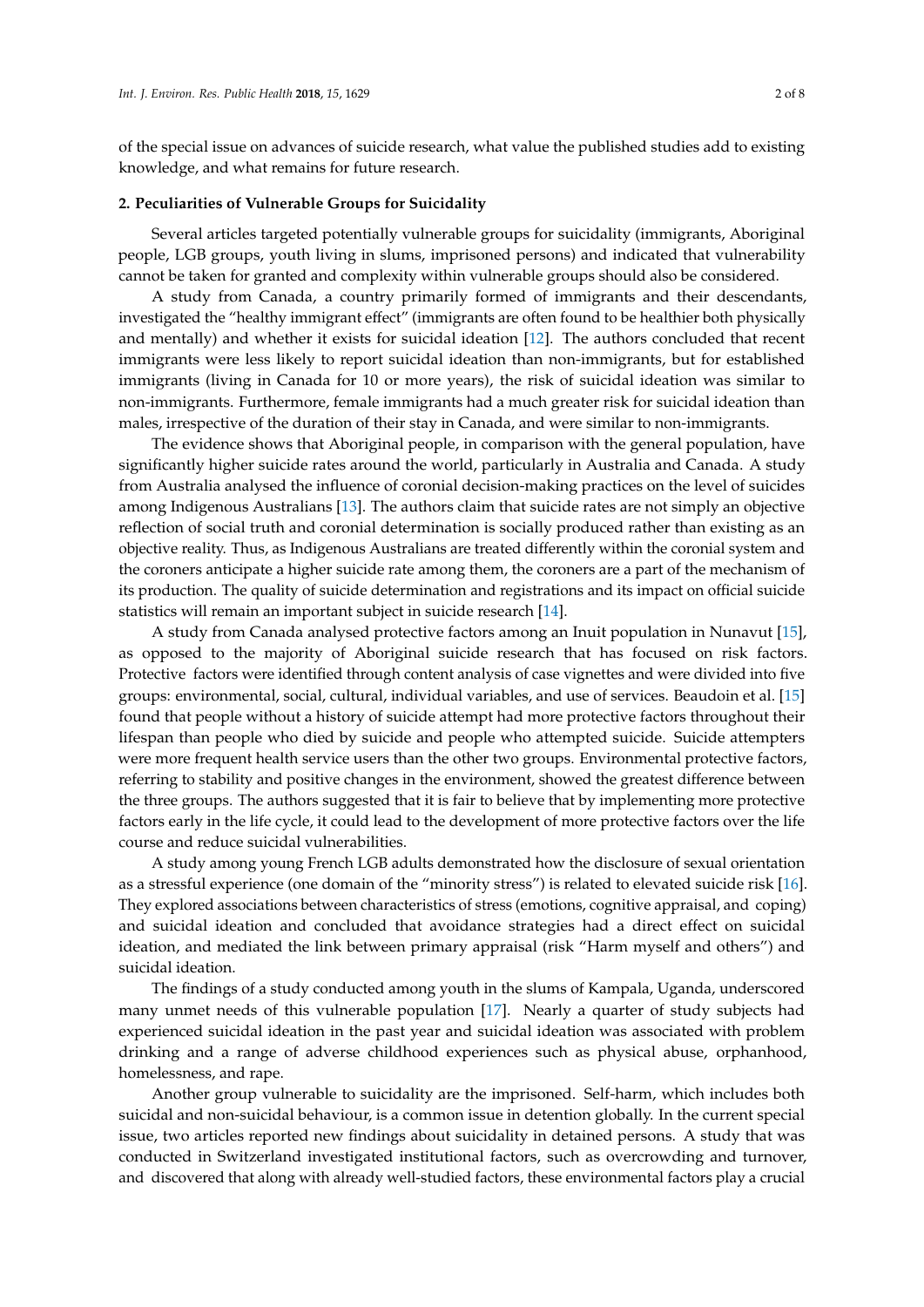of the special issue on advances of suicide research, what value the published studies add to existing knowledge, and what remains for future research.

## 2. Peculiarities of Vulnerable Groups for Suicidality

Several articles targeted potentially vulnerable groups for suicidality (immigrants, Aboriginal people, LGB groups, youth living in slums, imprisoned persons) and indicated that vulnerability cannot be taken for granted and complexity within vulnerable groups should also be considered.

A study from Canada, a country primarily formed of immigrants and their descendants, investigated the "healthy immigrant effect" (immigrants are often found to be healthier both physically and mentally) and whether it exists for suicidal ideation [12]. The authors concluded that recent immigrants were less likely to report suicidal ideation than non-immigrants, but for established immigrants (living in Canada for 10 or more years), the risk of suicidal ideation was similar to non-immigrants. Furthermore, female immigrants had a much greater risk for suicidal ideation than males, irrespective of the duration of their stay in Canada, and were similar to non-immigrants.

The evidence shows that Aboriginal people, in comparison with the general population, have significantly higher suicide rates around the world, particularly in Australia and Canada. A study from Australia analysed the influence of coronial decision-making practices on the level of suicides among Indigenous Australians [13]. The authors claim that suicide rates are not simply an objective reflection of social truth and coronial determination is socially produced rather than existing as an objective reality. Thus, as Indigenous Australians are treated differently within the coronial system and the coroners anticipate a higher suicide rate among them, the coroners are a part of the mechanism of its production. The quality of suicide determination and registrations and its impact on official suicide statistics will remain an important subject in suicide research [14].

A study from Canada analysed protective factors among an Inuit population in Nunavut [15], as opposed to the majority of Aboriginal suicide research that has focused on risk factors. Protective factors were identified through content analysis of case vignettes and were divided into five groups: environmental, social, cultural, individual variables, and use of services. Beaudoin et al. [15] found that people without a history of suicide attempt had more protective factors throughout their lifespan than people who died by suicide and people who attempted suicide. Suicide attempters were more frequent health service users than the other two groups. Environmental protective factors, referring to stability and positive changes in the environment, showed the greatest difference between the three groups. The authors suggested that it is fair to believe that by implementing more protective factors early in the life cycle, it could lead to the development of more protective factors over the life course and reduce suicidal vulnerabilities.

A study among young French LGB adults demonstrated how the disclosure of sexual orientation as a stressful experience (one domain of the "minority stress") is related to elevated suicide risk [16]. They explored associations between characteristics of stress (emotions, cognitive appraisal, and coping) and suicidal ideation and concluded that avoidance strategies had a direct effect on suicidal ideation, and mediated the link between primary appraisal (risk "Harm myself and others") and suicidal ideation.

The findings of a study conducted among youth in the slums of Kampala, Uganda, underscored many unmet needs of this vulnerable population [17]. Nearly a quarter of study subjects had experienced suicidal ideation in the past year and suicidal ideation was associated with problem drinking and a range of adverse childhood experiences such as physical abuse, orphanhood, homelessness, and rape.

Another group vulnerable to suicidality are the imprisoned. Self-harm, which includes both suicidal and non-suicidal behaviour, is a common issue in detention globally. In the current special issue, two articles reported new findings about suicidality in detained persons. A study that was conducted in Switzerland investigated institutional factors, such as overcrowding and turnover, and discovered that along with already well-studied factors, these environmental factors play a crucial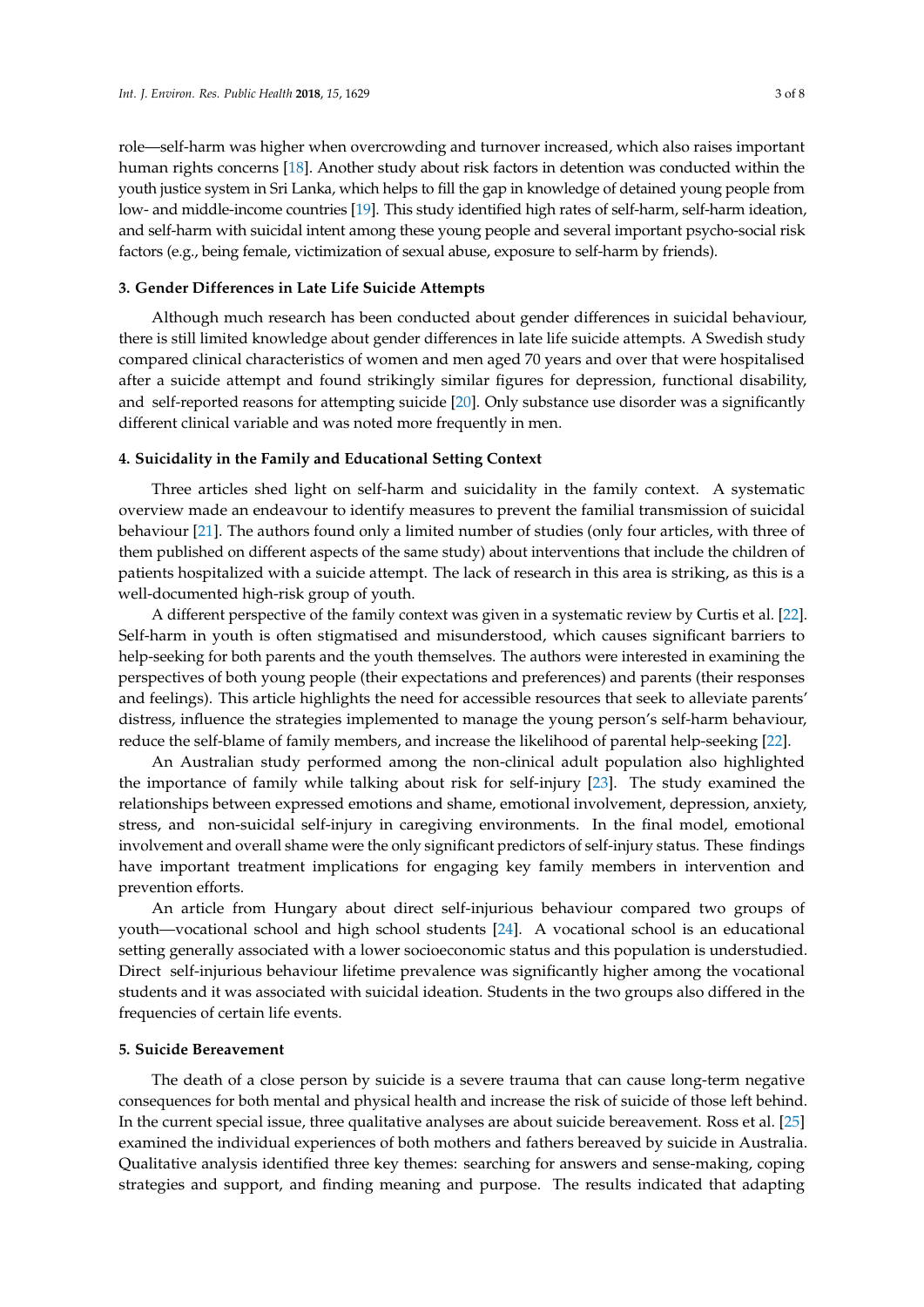role—self-harm was higher when overcrowding and turnover increased, which also raises important human rights concerns [18]. Another study about risk factors in detention was conducted within the youth justice system in Sri Lanka, which helps to fill the gap in knowledge of detained young people from low- and middle-income countries [19]. This study identified high rates of self-harm, self-harm ideation, and self-harm with suicidal intent among these young people and several important psycho-social risk factors (e.g., being female, victimization of sexual abuse, exposure to self-harm by friends).

### 3. Gender Differences in Late Life Suicide Attempts

Although much research has been conducted about gender differences in suicidal behaviour, there is still limited knowledge about gender differences in late life suicide attempts. A Swedish study compared clinical characteristics of women and men aged 70 years and over that were hospitalised after a suicide attempt and found strikingly similar figures for depression, functional disability, and self-reported reasons for attempting suicide [20]. Only substance use disorder was a significantly different clinical variable and was noted more frequently in men.

### 4. Suicidality in the Family and Educational Setting Context

Three articles shed light on self-harm and suicidality in the family context. A systematic overview made an endeavour to identify measures to prevent the familial transmission of suicidal behaviour [21]. The authors found only a limited number of studies (only four articles, with three of them published on different aspects of the same study) about interventions that include the children of patients hospitalized with a suicide attempt. The lack of research in this area is striking, as this is a well-documented high-risk group of youth.

A different perspective of the family context was given in a systematic review by Curtis et al. [22]. Self-harm in youth is often stigmatised and misunderstood, which causes significant barriers to help-seeking for both parents and the youth themselves. The authors were interested in examining the perspectives of both young people (their expectations and preferences) and parents (their responses and feelings). This article highlights the need for accessible resources that seek to alleviate parents' distress, influence the strategies implemented to manage the young person's self-harm behaviour, reduce the self-blame of family members, and increase the likelihood of parental help-seeking [22].

An Australian study performed among the non-clinical adult population also highlighted the importance of family while talking about risk for self-injury [23]. The study examined the relationships between expressed emotions and shame, emotional involvement, depression, anxiety, stress, and non-suicidal self-injury in caregiving environments. In the final model, emotional involvement and overall shame were the only significant predictors of self-injury status. These findings have important treatment implications for engaging key family members in intervention and prevention efforts.

An article from Hungary about direct self-injurious behaviour compared two groups of youth—vocational school and high school students [24]. A vocational school is an educational setting generally associated with a lower socioeconomic status and this population is understudied. Direct self-injurious behaviour lifetime prevalence was significantly higher among the vocational students and it was associated with suicidal ideation. Students in the two groups also differed in the frequencies of certain life events.

### 5. Suicide Bereavement

The death of a close person by suicide is a severe trauma that can cause long-term negative consequences for both mental and physical health and increase the risk of suicide of those left behind. In the current special issue, three qualitative analyses are about suicide bereavement. Ross et al. [25] examined the individual experiences of both mothers and fathers bereaved by suicide in Australia. Qualitative analysis identified three key themes: searching for answers and sense-making, coping strategies and support, and finding meaning and purpose. The results indicated that adapting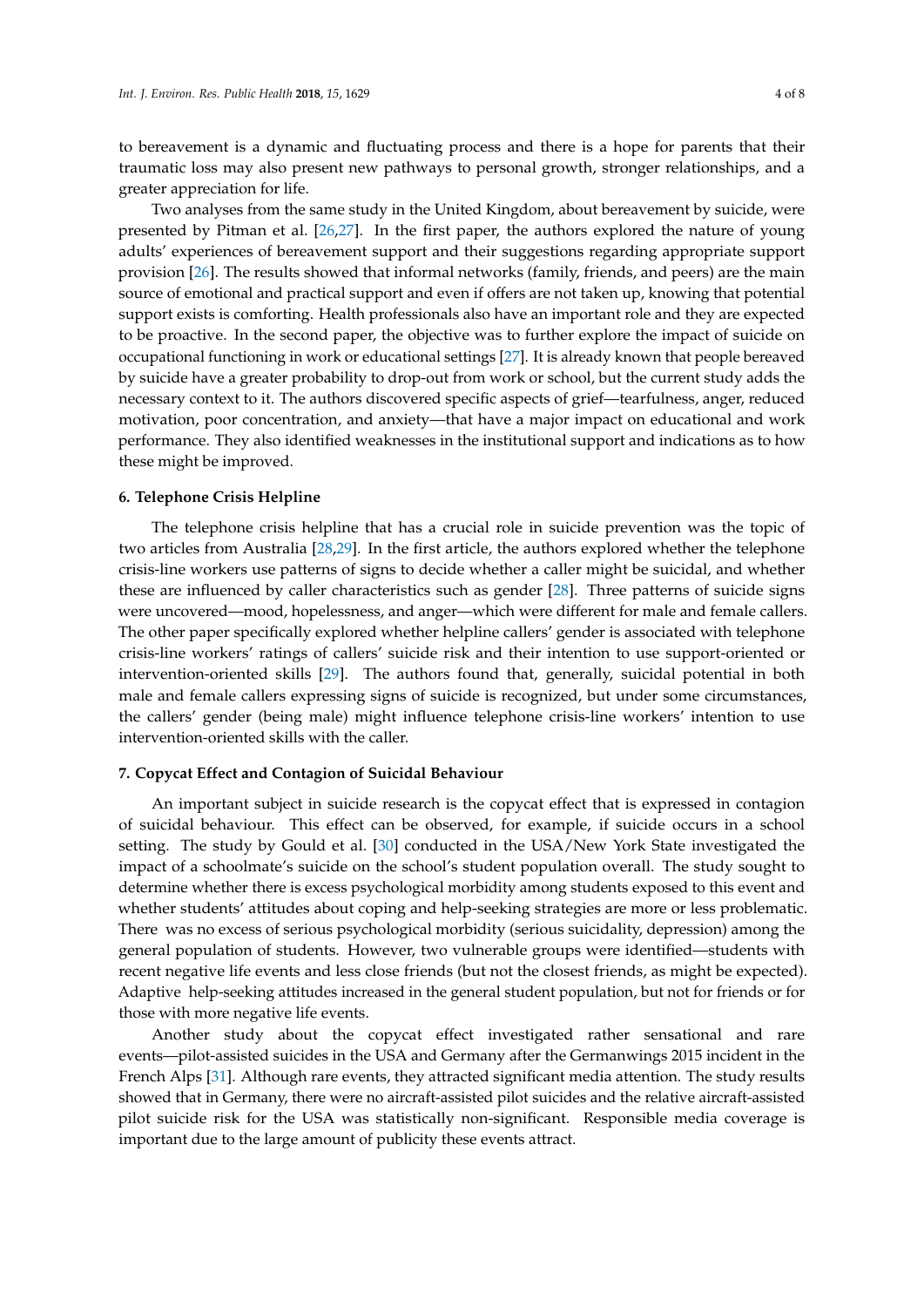to bereavement is a dynamic and fluctuating process and there is a hope for parents that their traumatic loss may also present new pathways to personal growth, stronger relationships, and a greater appreciation for life.

Two analyses from the same study in the United Kingdom, about bereavement by suicide, were presented by Pitman et al. [26,27]. In the first paper, the authors explored the nature of young adults' experiences of bereavement support and their suggestions regarding appropriate support provision [26]. The results showed that informal networks (family, friends, and peers) are the main source of emotional and practical support and even if offers are not taken up, knowing that potential support exists is comforting. Health professionals also have an important role and they are expected to be proactive. In the second paper, the objective was to further explore the impact of suicide on occupational functioning in work or educational settings [27]. It is already known that people bereaved by suicide have a greater probability to drop-out from work or school, but the current study adds the necessary context to it. The authors discovered specific aspects of grief—tearfulness, anger, reduced motivation, poor concentration, and anxiety—that have a major impact on educational and work performance. They also identified weaknesses in the institutional support and indications as to how these might be improved.

## 6. Telephone Crisis Helpline

The telephone crisis helpline that has a crucial role in suicide prevention was the topic of two articles from Australia [28,29]. In the first article, the authors explored whether the telephone crisis-line workers use patterns of signs to decide whether a caller might be suicidal, and whether these are influenced by caller characteristics such as gender [28]. Three patterns of suicide signs were uncovered—mood, hopelessness, and anger—which were different for male and female callers. The other paper specifically explored whether helpline callers' gender is associated with telephone crisis-line workers' ratings of callers' suicide risk and their intention to use support-oriented or intervention-oriented skills [29]. The authors found that, generally, suicidal potential in both male and female callers expressing signs of suicide is recognized, but under some circumstances, the callers' gender (being male) might influence telephone crisis-line workers' intention to use intervention-oriented skills with the caller.

## 7. Copycat Effect and Contagion of Suicidal Behaviour

An important subject in suicide research is the copycat effect that is expressed in contagion of suicidal behaviour. This effect can be observed, for example, if suicide occurs in a school setting. The study by Gould et al. [30] conducted in the USA/New York State investigated the impact of a schoolmate's suicide on the school's student population overall. The study sought to determine whether there is excess psychological morbidity among students exposed to this event and whether students' attitudes about coping and help-seeking strategies are more or less problematic. There was no excess of serious psychological morbidity (serious suicidality, depression) among the general population of students. However, two vulnerable groups were identified—students with recent negative life events and less close friends (but not the closest friends, as might be expected). Adaptive help-seeking attitudes increased in the general student population, but not for friends or for those with more negative life events.

Another study about the copycat effect investigated rather sensational and rare events—pilot-assisted suicides in the USA and Germany after the Germanwings 2015 incident in the French Alps [31]. Although rare events, they attracted significant media attention. The study results showed that in Germany, there were no aircraft-assisted pilot suicides and the relative aircraft-assisted pilot suicide risk for the USA was statistically non-significant. Responsible media coverage is important due to the large amount of publicity these events attract.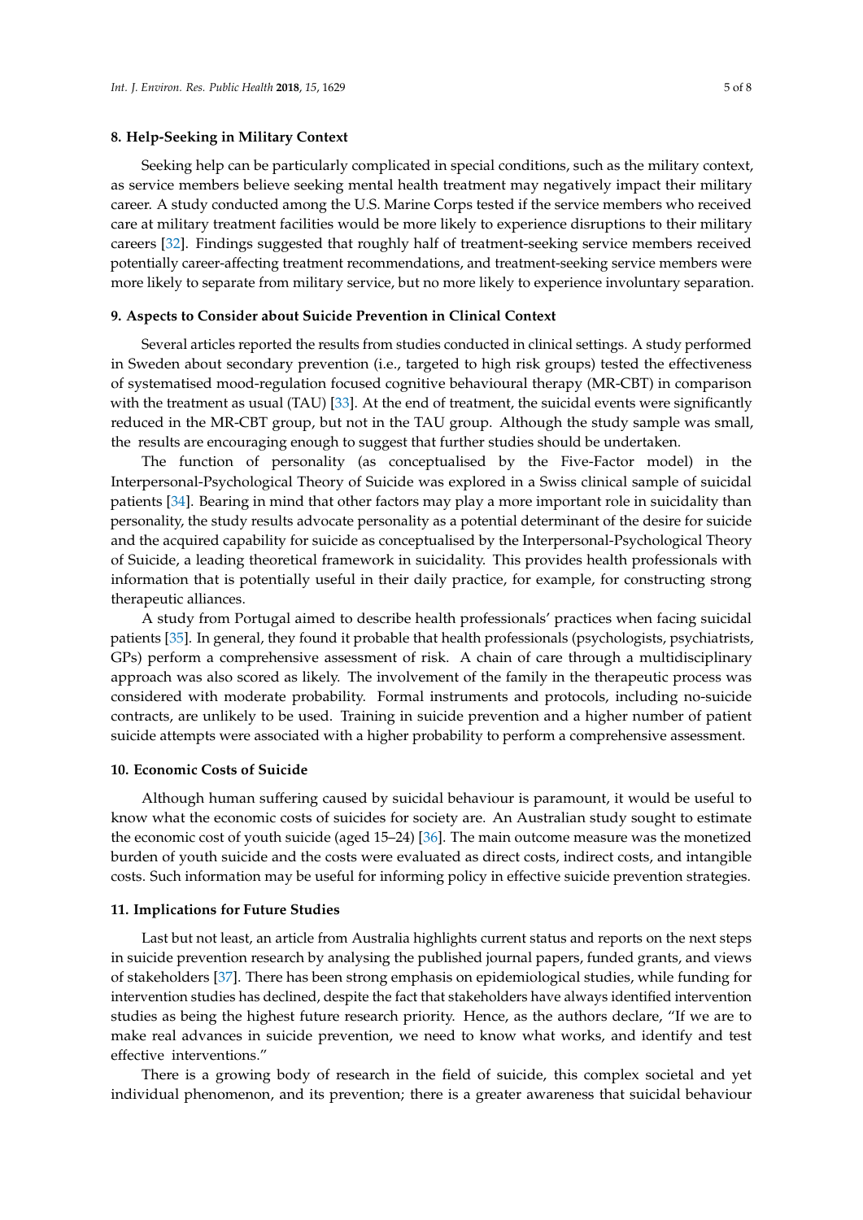## 8. Help-Seeking in Military Context

Seeking help can be particularly complicated in special conditions, such as the military context, as service members believe seeking mental health treatment may negatively impact their military career. A study conducted among the U.S. Marine Corps tested if the service members who received care at military treatment facilities would be more likely to experience disruptions to their military careers [32]. Findings suggested that roughly half of treatment-seeking service members received potentially career-affecting treatment recommendations, and treatment-seeking service members were more likely to separate from military service, but no more likely to experience involuntary separation.

## 9. Aspects to Consider about Suicide Prevention in Clinical Context

Several articles reported the results from studies conducted in clinical settings. A study performed in Sweden about secondary prevention (i.e., targeted to high risk groups) tested the effectiveness of systematised mood-regulation focused cognitive behavioural therapy (MR-CBT) in comparison with the treatment as usual (TAU) [33]. At the end of treatment, the suicidal events were significantly reduced in the MR-CBT group, but not in the TAU group. Although the study sample was small, the results are encouraging enough to suggest that further studies should be undertaken.

The function of personality (as conceptualised by the Five-Factor model) in the Interpersonal-Psychological Theory of Suicide was explored in a Swiss clinical sample of suicidal patients [34]. Bearing in mind that other factors may play a more important role in suicidality than personality, the study results advocate personality as a potential determinant of the desire for suicide and the acquired capability for suicide as conceptualised by the Interpersonal-Psychological Theory of Suicide, a leading theoretical framework in suicidality. This provides health professionals with information that is potentially useful in their daily practice, for example, for constructing strong therapeutic alliances.

A study from Portugal aimed to describe health professionals' practices when facing suicidal patients [35]. In general, they found it probable that health professionals (psychologists, psychiatrists, GPs) perform a comprehensive assessment of risk. A chain of care through a multidisciplinary approach was also scored as likely. The involvement of the family in the therapeutic process was considered with moderate probability. Formal instruments and protocols, including no-suicide contracts, are unlikely to be used. Training in suicide prevention and a higher number of patient suicide attempts were associated with a higher probability to perform a comprehensive assessment.

## 10. Economic Costs of Suicide

Although human suffering caused by suicidal behaviour is paramount, it would be useful to know what the economic costs of suicides for society are. An Australian study sought to estimate the economic cost of youth suicide (aged 15–24) [36]. The main outcome measure was the monetized burden of youth suicide and the costs were evaluated as direct costs, indirect costs, and intangible costs. Such information may be useful for informing policy in effective suicide prevention strategies.

## 11. Implications for Future Studies

Last but not least, an article from Australia highlights current status and reports on the next steps in suicide prevention research by analysing the published journal papers, funded grants, and views of stakeholders [37]. There has been strong emphasis on epidemiological studies, while funding for intervention studies has declined, despite the fact that stakeholders have always identified intervention studies as being the highest future research priority. Hence, as the authors declare, "If we are to make real advances in suicide prevention, we need to know what works, and identify and test effective interventions."

There is a growing body of research in the field of suicide, this complex societal and yet individual phenomenon, and its prevention; there is a greater awareness that suicidal behaviour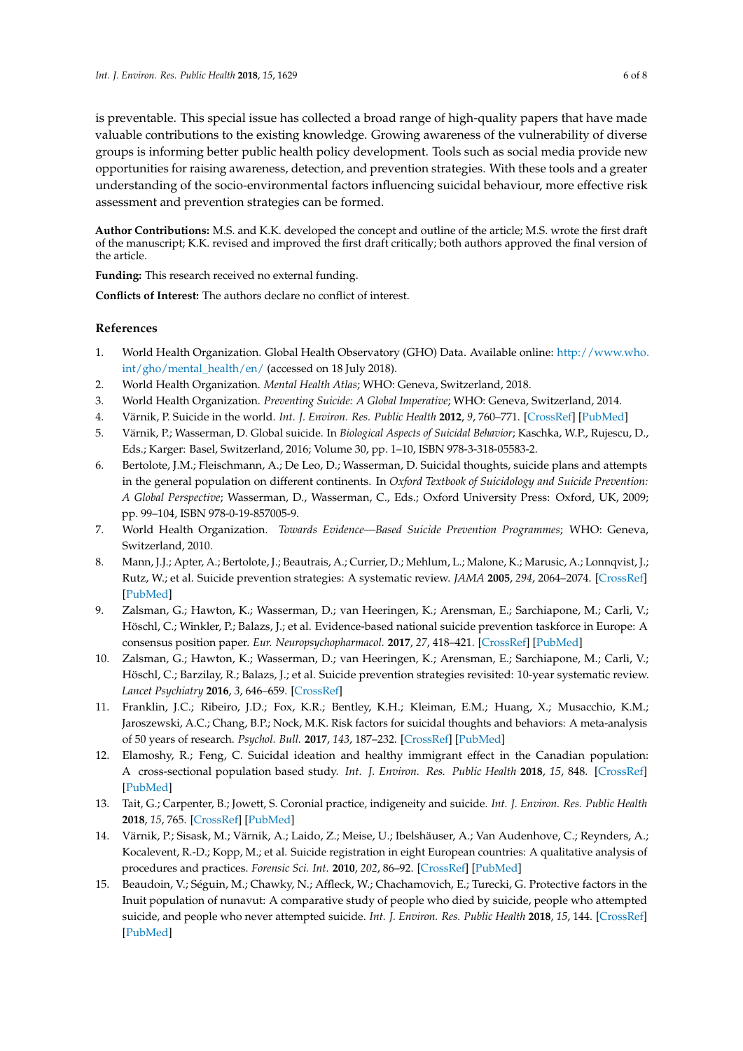is preventable. This special issue has collected a broad range of high-quality papers that have made valuable contributions to the existing knowledge. Growing awareness of the vulnerability of diverse groups is informing better public health policy development. Tools such as social media provide new opportunities for raising awareness, detection, and prevention strategies. With these tools and a greater understanding of the socio-environmental factors influencing suicidal behaviour, more effective risk assessment and prevention strategies can be formed.

**Author Contributions:** M.S. and K.K. developed the concept and outline of the article; M.S. wrote the first draft of the manuscript; K.K. revised and improved the first draft critically; both authors approved the final version of the article.

**Funding:** This research received no external funding.

**Conflicts of Interest:** The authors declare no conflict of interest.

## References

1. World Health Organization. Global Health Observatory (GHO) Data. Available online: http://www.who.int/gho/mental_health/en/ (accessed on 18 July 2018).
2. World Health Organization. *Mental Health Atlas*; WHO: Geneva, Switzerland, 2018.
3. World Health Organization. *Preventing Suicide: A Global Imperative*; WHO: Geneva, Switzerland, 2014.
4. Värnik, P. Suicide in the world. *Int. J. Environ. Res. Public Health* **2012**, *9*, 760–771. [CrossRef] [PubMed]
5. Värnik, P.; Wasserman, D. Global suicide. In *Biological Aspects of Suicidal Behavior*; Kaschka, W.P., Rujescu, D., Eds.; Karger: Basel, Switzerland, 2016; Volume 30, pp. 1–10, ISBN 978-3-318-05583-2.
6. Bertolote, J.M.; Fleischmann, A.; De Leo, D.; Wasserman, D. Suicidal thoughts, suicide plans and attempts in the general population on different continents. In *Oxford Textbook of Suicidology and Suicide Prevention: A Global Perspective*; Wasserman, D., Wasserman, C., Eds.; Oxford University Press: Oxford, UK, 2009; pp. 99–104, ISBN 978-0-19-857005-9.
7. World Health Organization. *Towards Evidence—Based Suicide Prevention Programmes*; WHO: Geneva, Switzerland, 2010.
8. Mann, J.J.; Apter, A.; Bertolote, J.; Beautrais, A.; Currier, D.; Mehlum, L.; Malone, K.; Marusic, A.; Lonnqvist, J.; Rutz, W.; et al. Suicide prevention strategies: A systematic review. *JAMA* **2005**, *294*, 2064–2074. [CrossRef] [PubMed]
9. Zalsman, G.; Hawton, K.; Wasserman, D.; van Heeringen, K.; Arensman, E.; Sarchiapone, M.; Carli, V.; Höschl, C.; Winkler, P.; Balazs, J.; et al. Evidence-based national suicide prevention taskforce in Europe: A consensus position paper. *Eur. Neuropsychopharmacol.* **2017**, *27*, 418–421. [CrossRef] [PubMed]
10. Zalsman, G.; Hawton, K.; Wasserman, D.; van Heeringen, K.; Arensman, E.; Sarchiapone, M.; Carli, V.; Höschl, C.; Barzilay, R.; Balazs, J.; et al. Suicide prevention strategies revisited: 10-year systematic review. *Lancet Psychiatry* **2016**, *3*, 646–659. [CrossRef]
11. Franklin, J.C.; Ribeiro, J.D.; Fox, K.R.; Bentley, K.H.; Kleiman, E.M.; Huang, X.; Musacchio, K.M.; Jaroszewski, A.C.; Chang, B.P.; Nock, M.K. Risk factors for suicidal thoughts and behaviors: A meta-analysis of 50 years of research. *Psychol. Bull.* **2017**, *143*, 187–232. [CrossRef] [PubMed]
12. Elamoshy, R.; Feng, C. Suicidal ideation and healthy immigrant effect in the Canadian population: A cross-sectional population based study. *Int. J. Environ. Res. Public Health* **2018**, *15*, 848. [CrossRef] [PubMed]
13. Tait, G.; Carpenter, B.; Jowett, S. Coronial practice, indigeneity and suicide. *Int. J. Environ. Res. Public Health* **2018**, *15*, 765. [CrossRef] [PubMed]
14. Värnik, P.; Sisask, M.; Värnik, A.; Laido, Z.; Meise, U.; Ibelshäuser, A.; Van Audenhove, C.; Reynders, A.; Kocalevent, R.-D.; Kopp, M.; et al. Suicide registration in eight European countries: A qualitative analysis of procedures and practices. *Forensic Sci. Int.* **2010**, *202*, 86–92. [CrossRef] [PubMed]
15. Beaudoin, V.; Séguin, M.; Chawky, N.; Affleck, W.; Chachamovich, E.; Turecki, G. Protective factors in the Inuit population of nunavut: A comparative study of people who died by suicide, people who attempted suicide, and people who never attempted suicide. *Int. J. Environ. Res. Public Health* **2018**, *15*, 144. [CrossRef] [PubMed]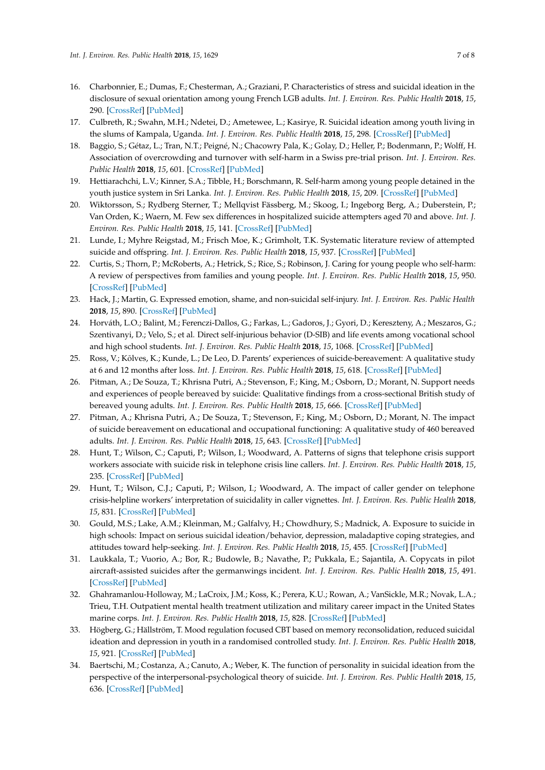16. Charbonnier, E.; Dumas, F.; Chesterman, A.; Graziani, P. Characteristics of stress and suicidal ideation in the disclosure of sexual orientation among young French LGB adults. *Int. J. Environ. Res. Public Health* **2018**, *15*, 290. [CrossRef] [PubMed]
17. Culbreth, R.; Swahn, M.H.; Ndetei, D.; Ametewee, L.; Kasirye, R. Suicidal ideation among youth living in the slums of Kampala, Uganda. *Int. J. Environ. Res. Public Health* **2018**, *15*, 298. [CrossRef] [PubMed]
18. Baggio, S.; Gétaz, L.; Tran, N.T.; Peigné, N.; Chacowry Pala, K.; Golay, D.; Heller, P.; Bodenmann, P.; Wolff, H. Association of overcrowding and turnover with self-harm in a Swiss pre-trial prison. *Int. J. Environ. Res. Public Health* **2018**, *15*, 601. [CrossRef] [PubMed]
19. Hettiarachchi, L.V.; Kinner, S.A.; Tibble, H.; Borschmann, R. Self-harm among young people detained in the youth justice system in Sri Lanka. *Int. J. Environ. Res. Public Health* **2018**, *15*, 209. [CrossRef] [PubMed]
20. Wiktorsson, S.; Rydberg Sterner, T.; Mellqvist Fässberg, M.; Skoog, I.; Ingeborg Berg, A.; Duberstein, P.; Van Orden, K.; Waern, M. Few sex differences in hospitalized suicide attempters aged 70 and above. *Int. J. Environ. Res. Public Health* **2018**, *15*, 141. [CrossRef] [PubMed]
21. Lunde, I.; Myhre Reigstad, M.; Frisch Moe, K.; Grimholt, T.K. Systematic literature review of attempted suicide and offspring. *Int. J. Environ. Res. Public Health* **2018**, *15*, 937. [CrossRef] [PubMed]
22. Curtis, S.; Thorn, P.; McRoberts, A.; Hetrick, S.; Rice, S.; Robinson, J. Caring for young people who self-harm: A review of perspectives from families and young people. *Int. J. Environ. Res. Public Health* **2018**, *15*, 950. [CrossRef] [PubMed]
23. Hack, J.; Martin, G. Expressed emotion, shame, and non-suicidal self-injury. *Int. J. Environ. Res. Public Health* **2018**, *15*, 890. [CrossRef] [PubMed]
24. Horváth, L.O.; Balint, M.; Ferenczi-Dallos, G.; Farkas, L.; Gadoros, J.; Gyori, D.; Kereszteny, A.; Meszaros, G.; Szentivanyi, D.; Velo, S.; et al. Direct self-injurious behavior (D-SIB) and life events among vocational school and high school students. *Int. J. Environ. Res. Public Health* **2018**, *15*, 1068. [CrossRef] [PubMed]
25. Ross, V.; Kõlves, K.; Kunde, L.; De Leo, D. Parents' experiences of suicide-bereavement: A qualitative study at 6 and 12 months after loss. *Int. J. Environ. Res. Public Health* **2018**, *15*, 618. [CrossRef] [PubMed]
26. Pitman, A.; De Souza, T.; Khrisna Putri, A.; Stevenson, F.; King, M.; Osborn, D.; Morant, N. Support needs and experiences of people bereaved by suicide: Qualitative findings from a cross-sectional British study of bereaved young adults. *Int. J. Environ. Res. Public Health* **2018**, *15*, 666. [CrossRef] [PubMed]
27. Pitman, A.; Khrisna Putri, A.; De Souza, T.; Stevenson, F.; King, M.; Osborn, D.; Morant, N. The impact of suicide bereavement on educational and occupational functioning: A qualitative study of 460 bereaved adults. *Int. J. Environ. Res. Public Health* **2018**, *15*, 643. [CrossRef] [PubMed]
28. Hunt, T.; Wilson, C.; Caputi, P.; Wilson, I.; Woodward, A. Patterns of signs that telephone crisis support workers associate with suicide risk in telephone crisis line callers. *Int. J. Environ. Res. Public Health* **2018**, *15*, 235. [CrossRef] [PubMed]
29. Hunt, T.; Wilson, C.J.; Caputi, P.; Wilson, I.; Woodward, A. The impact of caller gender on telephone crisis-helpline workers' interpretation of suicidality in caller vignettes. *Int. J. Environ. Res. Public Health* **2018**, *15*, 831. [CrossRef] [PubMed]
30. Gould, M.S.; Lake, A.M.; Kleinman, M.; Galfalvy, H.; Chowdhury, S.; Madnick, A. Exposure to suicide in high schools: Impact on serious suicidal ideation/behavior, depression, maladaptive coping strategies, and attitudes toward help-seeking. *Int. J. Environ. Res. Public Health* **2018**, *15*, 455. [CrossRef] [PubMed]
31. Laukkala, T.; Vuorio, A.; Bor, R.; Budowle, B.; Navathe, P.; Pukkala, E.; Sajantila, A. Copycats in pilot aircraft-assisted suicides after the germanwings incident. *Int. J. Environ. Res. Public Health* **2018**, *15*, 491. [CrossRef] [PubMed]
32. Ghahramanlou-Holloway, M.; LaCroix, J.M.; Koss, K.; Perera, K.U.; Rowan, A.; VanSickle, M.R.; Novak, L.A.; Trieu, T.H. Outpatient mental health treatment utilization and military career impact in the United States marine corps. *Int. J. Environ. Res. Public Health* **2018**, *15*, 828. [CrossRef] [PubMed]
33. Högberg, G.; Hällström, T. Mood regulation focused CBT based on memory reconsolidation, reduced suicidal ideation and depression in youth in a randomised controlled study. *Int. J. Environ. Res. Public Health* **2018**, *15*, 921. [CrossRef] [PubMed]
34. Baertschi, M.; Costanza, A.; Canuto, A.; Weber, K. The function of personality in suicidal ideation from the perspective of the interpersonal-psychological theory of suicide. *Int. J. Environ. Res. Public Health* **2018**, *15*, 636. [CrossRef] [PubMed]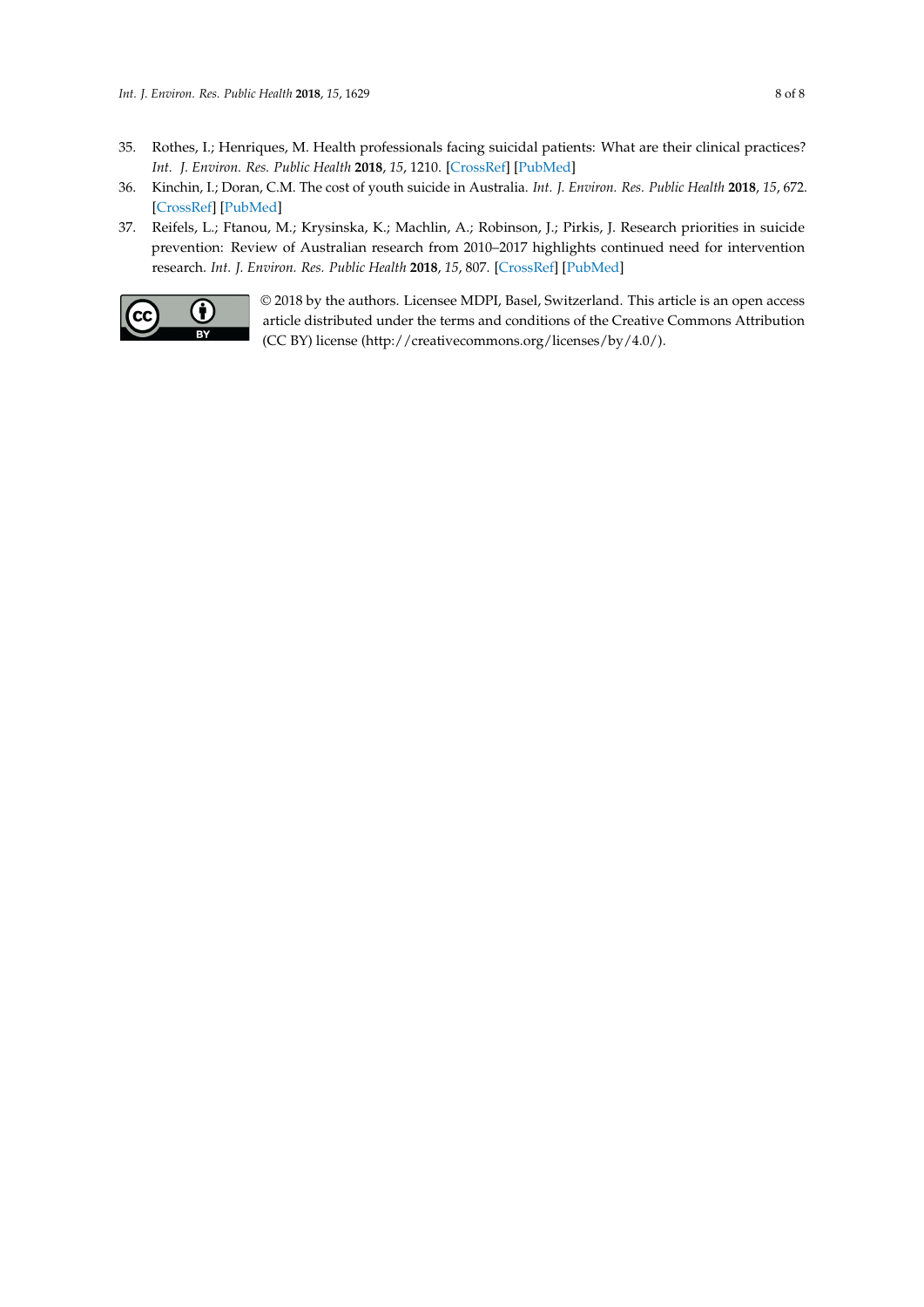35. Rothes, I.; Henriques, M. Health professionals facing suicidal patients: What are their clinical practices? *Int. J. Environ. Res. Public Health* **2018**, *15*, 1210. [CrossRef] [PubMed]
36. Kinchin, I.; Doran, C.M. The cost of youth suicide in Australia. *Int. J. Environ. Res. Public Health* **2018**, *15*, 672. [CrossRef] [PubMed]
37. Reifels, L.; Ftanou, M.; Krysinska, K.; Machlin, A.; Robinson, J.; Pirkis, J. Research priorities in suicide prevention: Review of Australian research from 2010–2017 highlights continued need for intervention research. *Int. J. Environ. Res. Public Health* **2018**, *15*, 807. [CrossRef] [PubMed]

© 2018 by the authors. Licensee MDPI, Basel, Switzerland. This article is an open access article distributed under the terms and conditions of the Creative Commons Attribution (CC BY) license (http://creativecommons.org/licenses/by/4.0/).